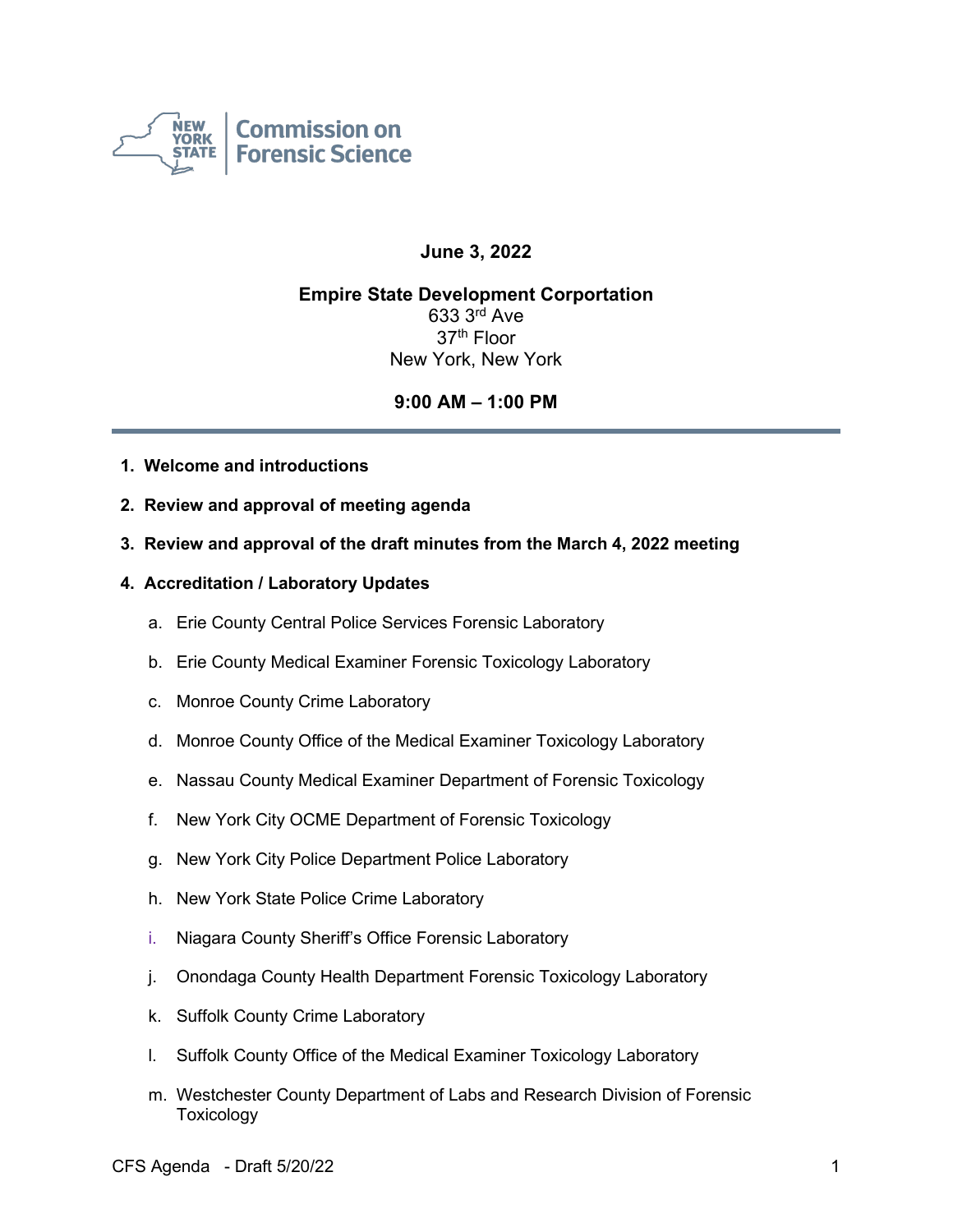NEW YORK STATE | Commission on Forensic Science

**June 3, 2022**

**Empire State Development Corporation**
633 3rd Ave
37th Floor
New York, New York

**9:00 AM – 1:00 PM**

---

1. **Welcome and introductions**
2. **Review and approval of meeting agenda**
3. **Review and approval of the draft minutes from the March 4, 2022 meeting**
4. **Accreditation / Laboratory Updates**
    a. Erie County Central Police Services Forensic Laboratory
    b. Erie County Medical Examiner Forensic Toxicology Laboratory
    c. Monroe County Crime Laboratory
    d. Monroe County Office of the Medical Examiner Toxicology Laboratory
    e. Nassau County Medical Examiner Department of Forensic Toxicology
    f. New York City OCME Department of Forensic Toxicology
    g. New York City Police Department Police Laboratory
    h. New York State Police Crime Laboratory
    i. Niagara County Sheriff's Office Forensic Laboratory
    j. Onondaga County Health Department Forensic Toxicology Laboratory
    k. Suffolk County Crime Laboratory
    l. Suffolk County Office of the Medical Examiner Toxicology Laboratory
    m. Westchester County Department of Labs and Research Division of Forensic Toxicology

CFS Agenda - Draft 5/20/22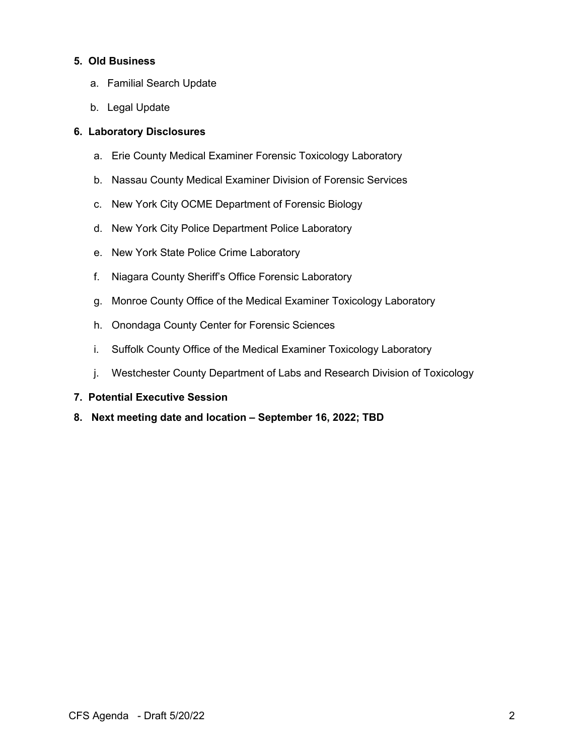**5. Old Business**

a. Familial Search Update

b. Legal Update

**6. Laboratory Disclosures**

a. Erie County Medical Examiner Forensic Toxicology Laboratory

b. Nassau County Medical Examiner Division of Forensic Services

c. New York City OCME Department of Forensic Biology

d. New York City Police Department Police Laboratory

e. New York State Police Crime Laboratory

f. Niagara County Sheriff's Office Forensic Laboratory

g. Monroe County Office of the Medical Examiner Toxicology Laboratory

h. Onondaga County Center for Forensic Sciences

i. Suffolk County Office of the Medical Examiner Toxicology Laboratory

j. Westchester County Department of Labs and Research Division of Toxicology

**7. Potential Executive Session**

**8. Next meeting date and location – September 16, 2022; TBD**

CFS Agenda - Draft 5/20/22